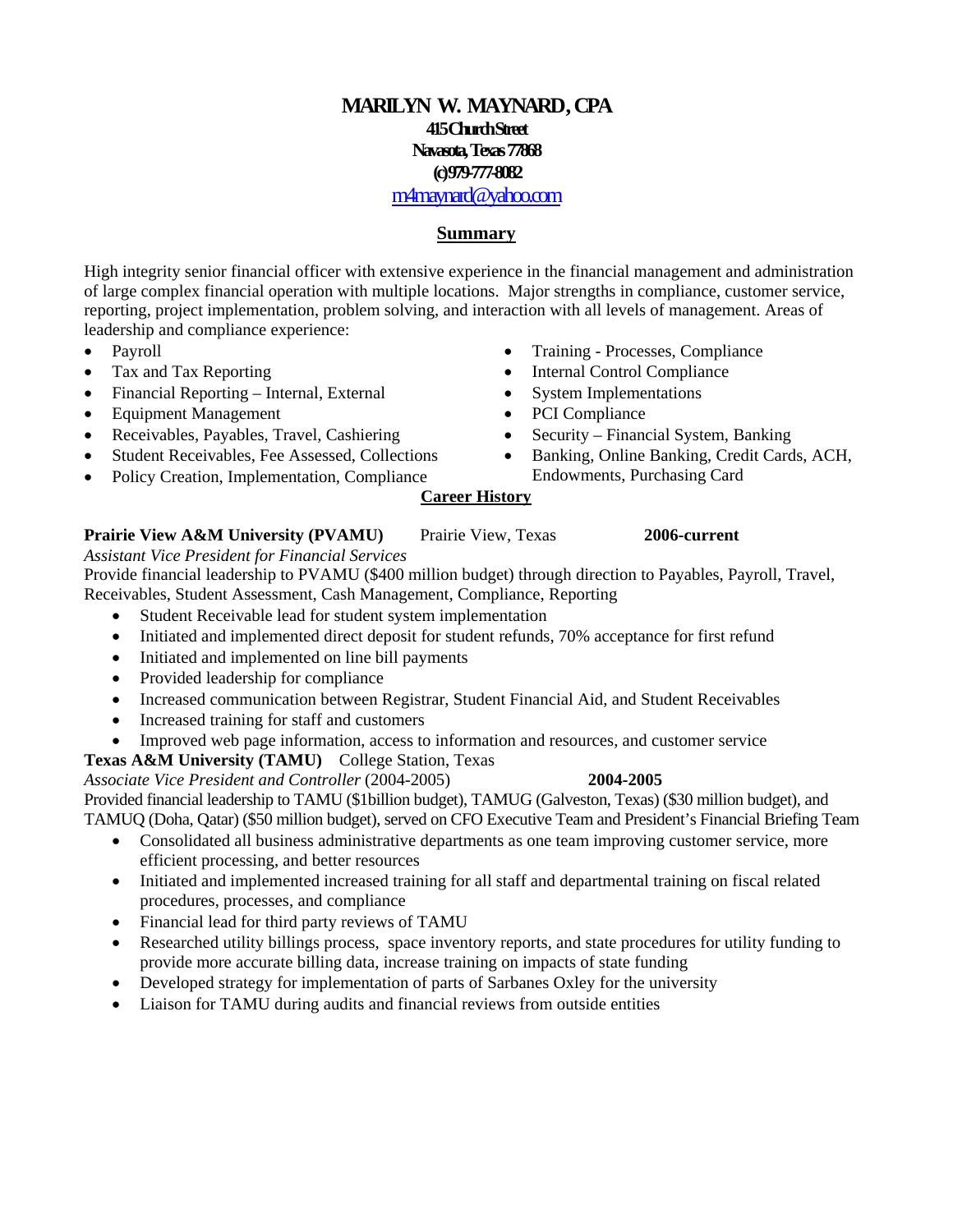# MARILYN W. MAYNARD, CPA

**415 Church Street**
**Navasota, Texas 77868**
**(c)979-777-8082**
m4maynard@yahoo.com

## Summary

High integrity senior financial officer with extensive experience in the financial management and administration of large complex financial operation with multiple locations. Major strengths in compliance, customer service, reporting, project implementation, problem solving, and interaction with all levels of management. Areas of leadership and compliance experience:

- Payroll
- Tax and Tax Reporting
- Financial Reporting – Internal, External
- Equipment Management
- Receivables, Payables, Travel, Cashiering
- Student Receivables, Fee Assessed, Collections
- Policy Creation, Implementation, Compliance
- Training - Processes, Compliance
- Internal Control Compliance
- System Implementations
- PCI Compliance
- Security – Financial System, Banking
- Banking, Online Banking, Credit Cards, ACH, Endowments, Purchasing Card

## Career History

**Prairie View A&M University (PVAMU)** Prairie View, Texas **2006-current**

*Assistant Vice President for Financial Services*

Provide financial leadership to PVAMU ($400 million budget) through direction to Payables, Payroll, Travel, Receivables, Student Assessment, Cash Management, Compliance, Reporting

- Student Receivable lead for student system implementation
- Initiated and implemented direct deposit for student refunds, 70% acceptance for first refund
- Initiated and implemented on line bill payments
- Provided leadership for compliance
- Increased communication between Registrar, Student Financial Aid, and Student Receivables
- Increased training for staff and customers
- Improved web page information, access to information and resources, and customer service

**Texas A&M University (TAMU)** College Station, Texas

*Associate Vice President and Controller* (2004-2005) **2004-2005**

Provided financial leadership to TAMU ($1billion budget), TAMUG (Galveston, Texas) ($30 million budget), and TAMUQ (Doha, Qatar) ($50 million budget), served on CFO Executive Team and President's Financial Briefing Team

- Consolidated all business administrative departments as one team improving customer service, more efficient processing, and better resources
- Initiated and implemented increased training for all staff and departmental training on fiscal related procedures, processes, and compliance
- Financial lead for third party reviews of TAMU
- Researched utility billings process, space inventory reports, and state procedures for utility funding to provide more accurate billing data, increase training on impacts of state funding
- Developed strategy for implementation of parts of Sarbanes Oxley for the university
- Liaison for TAMU during audits and financial reviews from outside entities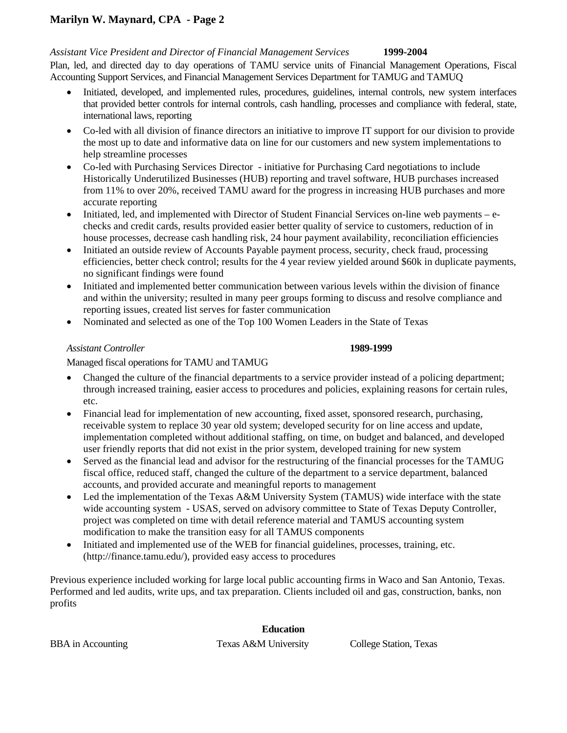*Assistant Vice President and Director of Financial Management Services* **1999-2004**

Plan, led, and directed day to day operations of TAMU service units of Financial Management Operations, Fiscal Accounting Support Services, and Financial Management Services Department for TAMUG and TAMUQ

- Initiated, developed, and implemented rules, procedures, guidelines, internal controls, new system interfaces that provided better controls for internal controls, cash handling, processes and compliance with federal, state, international laws, reporting
- Co-led with all division of finance directors an initiative to improve IT support for our division to provide the most up to date and informative data on line for our customers and new system implementations to help streamline processes
- Co-led with Purchasing Services Director - initiative for Purchasing Card negotiations to include Historically Underutilized Businesses (HUB) reporting and travel software, HUB purchases increased from 11% to over 20%, received TAMU award for the progress in increasing HUB purchases and more accurate reporting
- Initiated, led, and implemented with Director of Student Financial Services on-line web payments – e-checks and credit cards, results provided easier better quality of service to customers, reduction of in house processes, decrease cash handling risk, 24 hour payment availability, reconciliation efficiencies
- Initiated an outside review of Accounts Payable payment process, security, check fraud, processing efficiencies, better check control; results for the 4 year review yielded around $60k in duplicate payments, no significant findings were found
- Initiated and implemented better communication between various levels within the division of finance and within the university; resulted in many peer groups forming to discuss and resolve compliance and reporting issues, created list serves for faster communication
- Nominated and selected as one of the Top 100 Women Leaders in the State of Texas

*Assistant Controller* **1989-1999**

Managed fiscal operations for TAMU and TAMUG

- Changed the culture of the financial departments to a service provider instead of a policing department; through increased training, easier access to procedures and policies, explaining reasons for certain rules, etc.
- Financial lead for implementation of new accounting, fixed asset, sponsored research, purchasing, receivable system to replace 30 year old system; developed security for on line access and update, implementation completed without additional staffing, on time, on budget and balanced, and developed user friendly reports that did not exist in the prior system, developed training for new system
- Served as the financial lead and advisor for the restructuring of the financial processes for the TAMUG fiscal office, reduced staff, changed the culture of the department to a service department, balanced accounts, and provided accurate and meaningful reports to management
- Led the implementation of the Texas A&M University System (TAMUS) wide interface with the state wide accounting system - USAS, served on advisory committee to State of Texas Deputy Controller, project was completed on time with detail reference material and TAMUS accounting system modification to make the transition easy for all TAMUS components
- Initiated and implemented use of the WEB for financial guidelines, processes, training, etc. (http://finance.tamu.edu/), provided easy access to procedures

Previous experience included working for large local public accounting firms in Waco and San Antonio, Texas. Performed and led audits, write ups, and tax preparation. Clients included oil and gas, construction, banks, non profits

## Education

BBA in Accounting — Texas A&M University — College Station, Texas